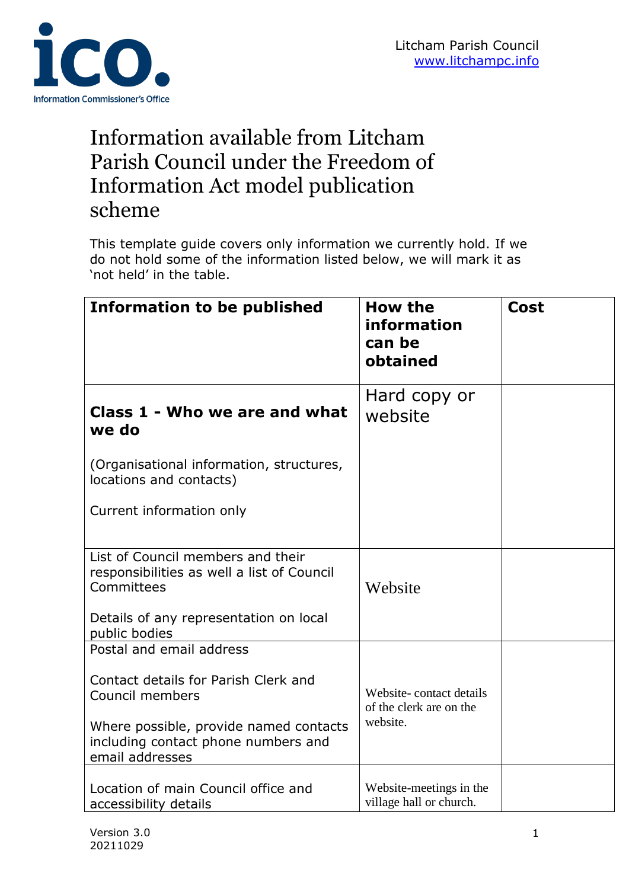Information Commissioner's Office

Litcham Parish Council
www.litchampc.info

# Information available from Litcham Parish Council under the Freedom of Information Act model publication scheme

This template guide covers only information we currently hold. If we do not hold some of the information listed below, we will mark it as 'not held' in the table.

| Information to be published | How the information can be obtained | Cost |
|---|---|---|
| **Class 1 - Who we are and what we do**<br><br>(Organisational information, structures, locations and contacts)<br><br>Current information only | Hard copy or website | |
| List of Council members and their responsibilities as well a list of Council Committees<br><br>Details of any representation on local public bodies | Website | |
| Postal and email address<br><br>Contact details for Parish Clerk and Council members<br><br>Where possible, provide named contacts including contact phone numbers and email addresses | Website- contact details of the clerk are on the website. | |
| Location of main Council office and accessibility details | Website-meetings in the village hall or church. | |

Version 3.0
20211029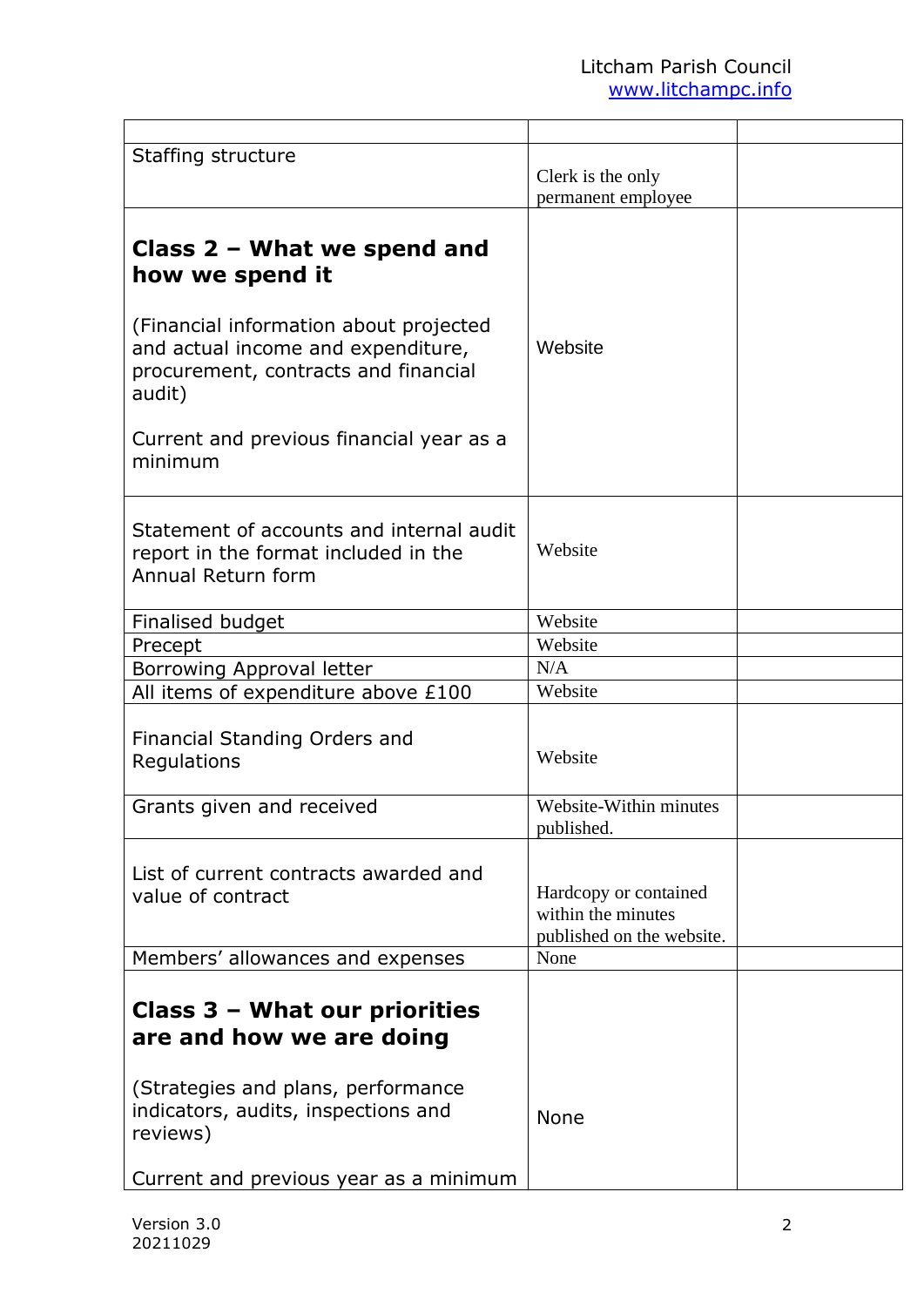| | | |
|---|---|---|
| Staffing structure | Clerk is the only permanent employee | |
| **Class 2 – What we spend and how we spend it**<br><br>(Financial information about projected and actual income and expenditure, procurement, contracts and financial audit)<br><br>Current and previous financial year as a minimum | Website | |
| Statement of accounts and internal audit report in the format included in the Annual Return form | Website | |
| Finalised budget | Website | |
| Precept | Website | |
| Borrowing Approval letter | N/A | |
| All items of expenditure above £100 | Website | |
| Financial Standing Orders and Regulations | Website | |
| Grants given and received | Website-Within minutes published. | |
| List of current contracts awarded and value of contract | Hardcopy or contained within the minutes published on the website. | |
| Members' allowances and expenses | None | |
| **Class 3 – What our priorities are and how we are doing**<br><br>(Strategies and plans, performance indicators, audits, inspections and reviews)<br><br>Current and previous year as a minimum | None | |

Version 3.0
20211029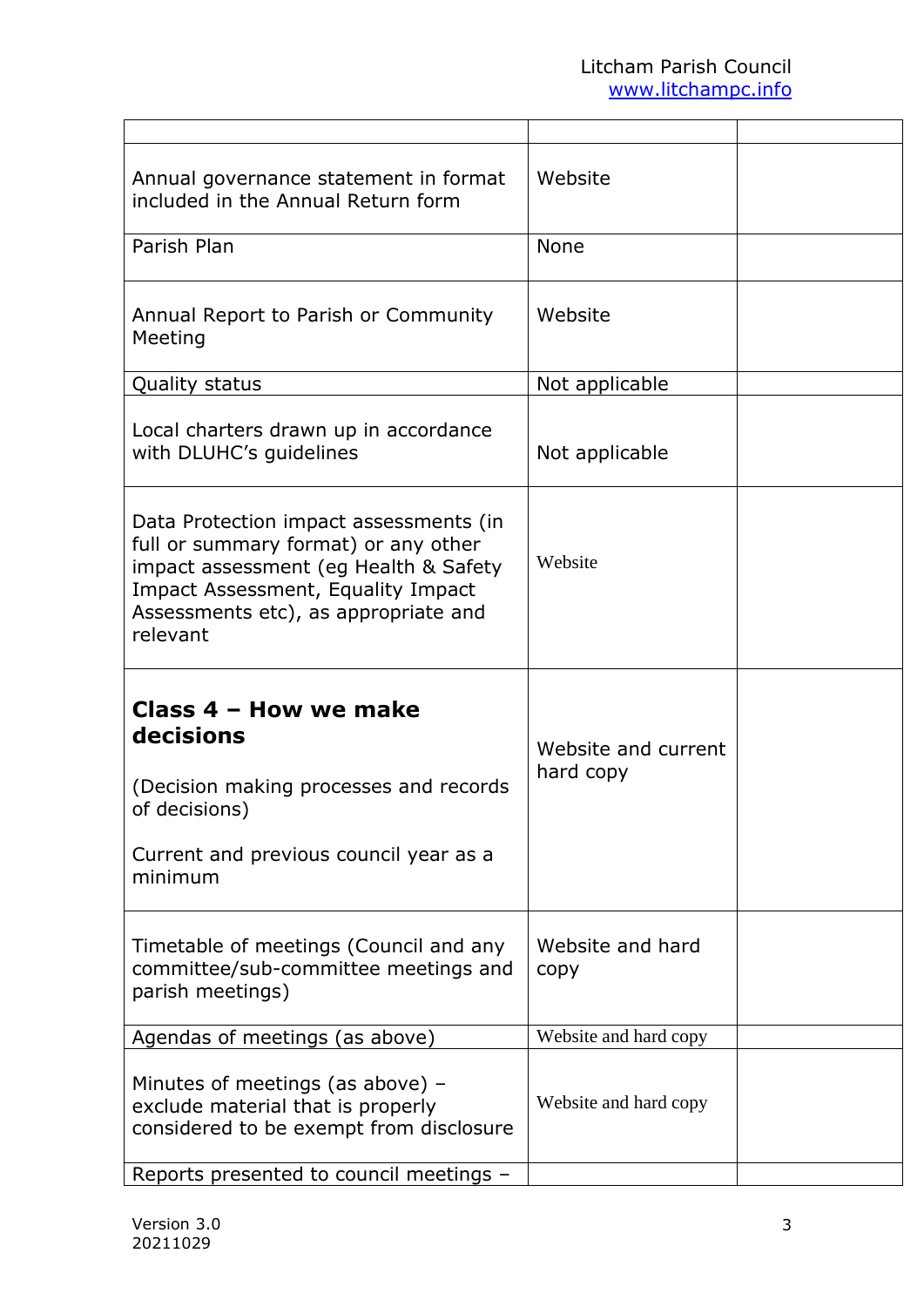| | | |
|---|---|---|
| Annual governance statement in format included in the Annual Return form | Website | |
| Parish Plan | None | |
| Annual Report to Parish or Community Meeting | Website | |
| Quality status | Not applicable | |
| Local charters drawn up in accordance with DLUHC's guidelines | Not applicable | |
| Data Protection impact assessments (in full or summary format) or any other impact assessment (eg Health & Safety Impact Assessment, Equality Impact Assessments etc), as appropriate and relevant | Website | |
| **Class 4 – How we make decisions**<br><br>(Decision making processes and records of decisions)<br><br>Current and previous council year as a minimum | Website and current hard copy | |
| Timetable of meetings (Council and any committee/sub-committee meetings and parish meetings) | Website and hard copy | |
| Agendas of meetings (as above) | Website and hard copy | |
| Minutes of meetings (as above) – exclude material that is properly considered to be exempt from disclosure | Website and hard copy | |
| Reports presented to council meetings – | | |

Version 3.0
20211029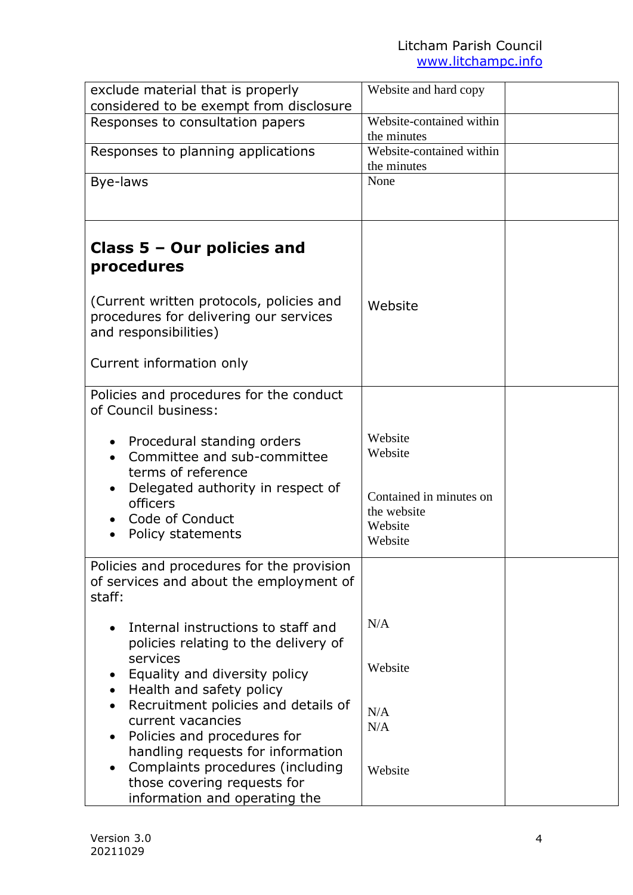| | | |
|---|---|---|
| exclude material that is properly considered to be exempt from disclosure | Website and hard copy | |
| Responses to consultation papers | Website-contained within the minutes | |
| Responses to planning applications | Website-contained within the minutes | |
| Bye-laws | None | |
| **Class 5 – Our policies and procedures**<br><br>(Current written protocols, policies and procedures for delivering our services and responsibilities)<br><br>Current information only | Website | |
| Policies and procedures for the conduct of Council business:<br><br>• Procedural standing orders<br>• Committee and sub-committee terms of reference<br>• Delegated authority in respect of officers<br>• Code of Conduct<br>• Policy statements | <br><br>Website<br>Website<br><br>Contained in minutes on the website<br>Website<br>Website | |
| Policies and procedures for the provision of services and about the employment of staff:<br><br>• Internal instructions to staff and policies relating to the delivery of services<br>• Equality and diversity policy<br>• Health and safety policy<br>• Recruitment policies and details of current vacancies<br>• Policies and procedures for handling requests for information<br>• Complaints procedures (including those covering requests for information and operating the | <br><br>N/A<br><br>Website<br><br>N/A<br>N/A<br><br>Website | |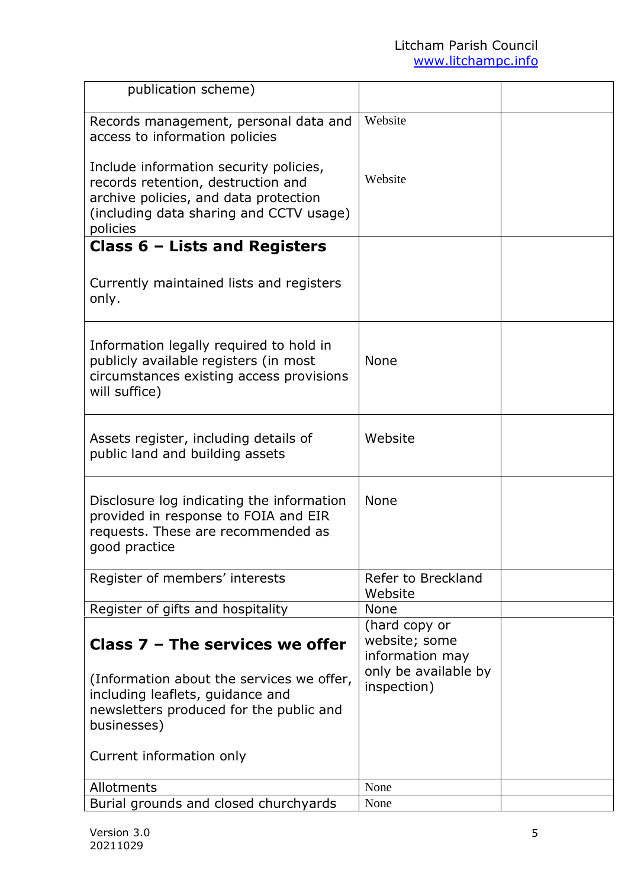| publication scheme) | | |
|---|---|---|
| Records management, personal data and access to information policies<br><br>Include information security policies, records retention, destruction and archive policies, and data protection (including data sharing and CCTV usage) policies | Website<br><br>Website | |
| **Class 6 – Lists and Registers**<br><br>Currently maintained lists and registers only. | | |
| Information legally required to hold in publicly available registers (in most circumstances existing access provisions will suffice) | None | |
| Assets register, including details of public land and building assets | Website | |
| Disclosure log indicating the information provided in response to FOIA and EIR requests. These are recommended as good practice | None | |
| Register of members' interests | Refer to Breckland Website | |
| Register of gifts and hospitality | None | |
| **Class 7 – The services we offer**<br><br>(Information about the services we offer, including leaflets, guidance and newsletters produced for the public and businesses)<br><br>Current information only | (hard copy or website; some information may only be available by inspection) | |
| Allotments | None | |
| Burial grounds and closed churchyards | None | |

Version 3.0
20211029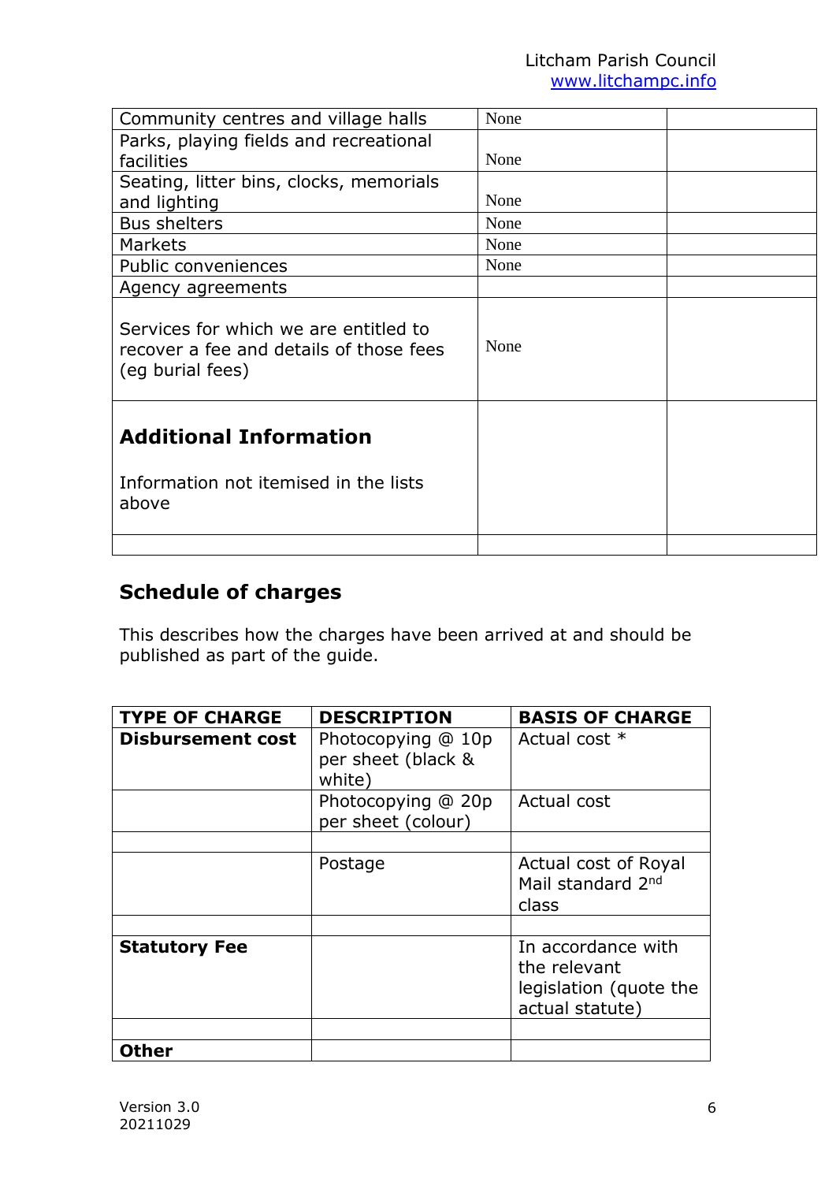| | | |
|---|---|---|
| Community centres and village halls | None | |
| Parks, playing fields and recreational facilities | None | |
| Seating, litter bins, clocks, memorials and lighting | None | |
| Bus shelters | None | |
| Markets | None | |
| Public conveniences | None | |
| Agency agreements | | |
| Services for which we are entitled to recover a fee and details of those fees (eg burial fees) | None | |
| **Additional Information**<br><br>Information not itemised in the lists above | | |
| | | |

## Schedule of charges

This describes how the charges have been arrived at and should be published as part of the guide.

| TYPE OF CHARGE | DESCRIPTION | BASIS OF CHARGE |
|---|---|---|
| **Disbursement cost** | Photocopying @ 10p per sheet (black & white) | Actual cost * |
| | Photocopying @ 20p per sheet (colour) | Actual cost |
| | | |
| | Postage | Actual cost of Royal Mail standard 2nd class |
| | | |
| **Statutory Fee** | | In accordance with the relevant legislation (quote the actual statute) |
| | | |
| **Other** | | |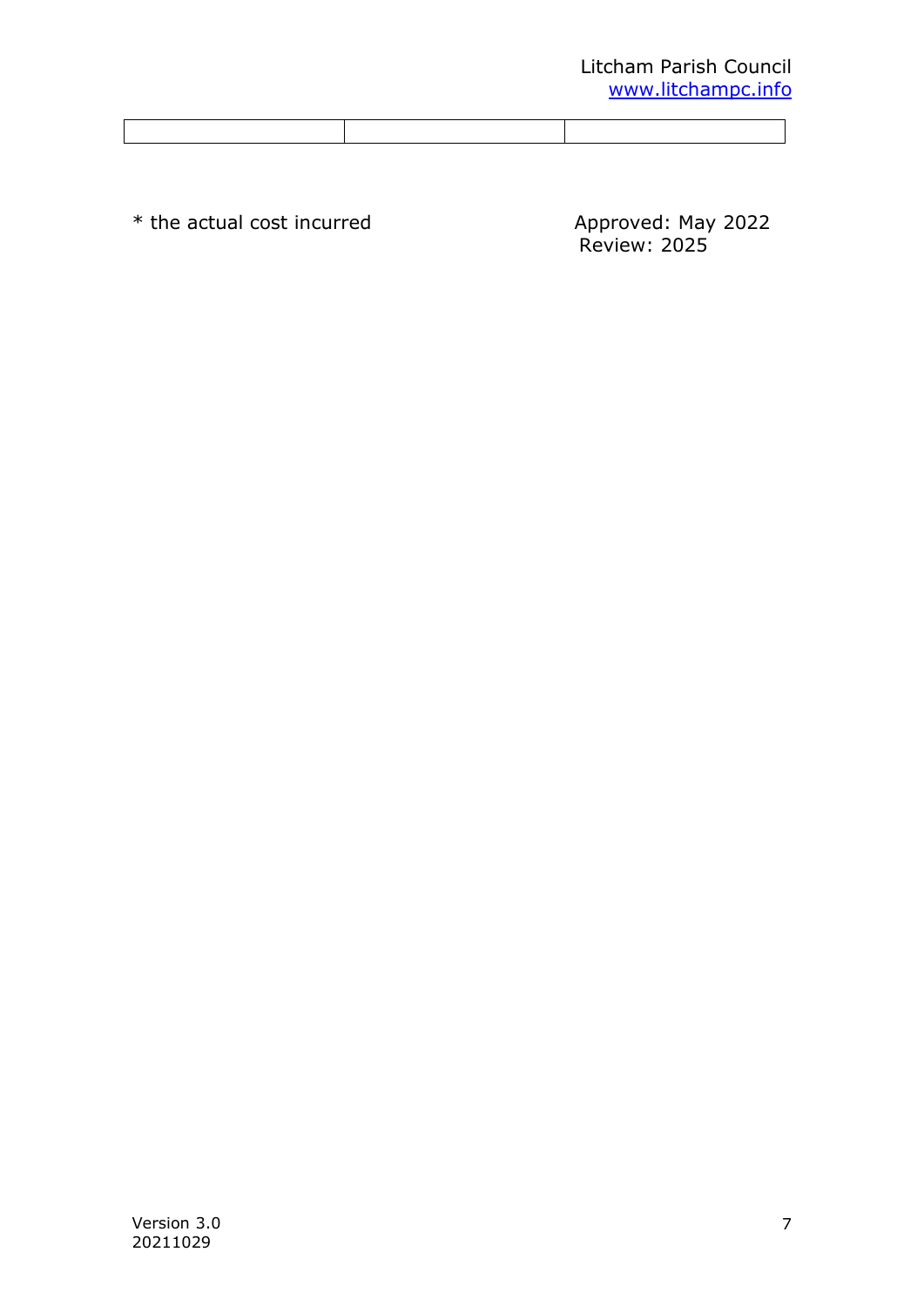| | | |
|---|---|---|
| | | |

* the actual cost incurred

Approved: May 2022
Review: 2025

Version 3.0
20211029